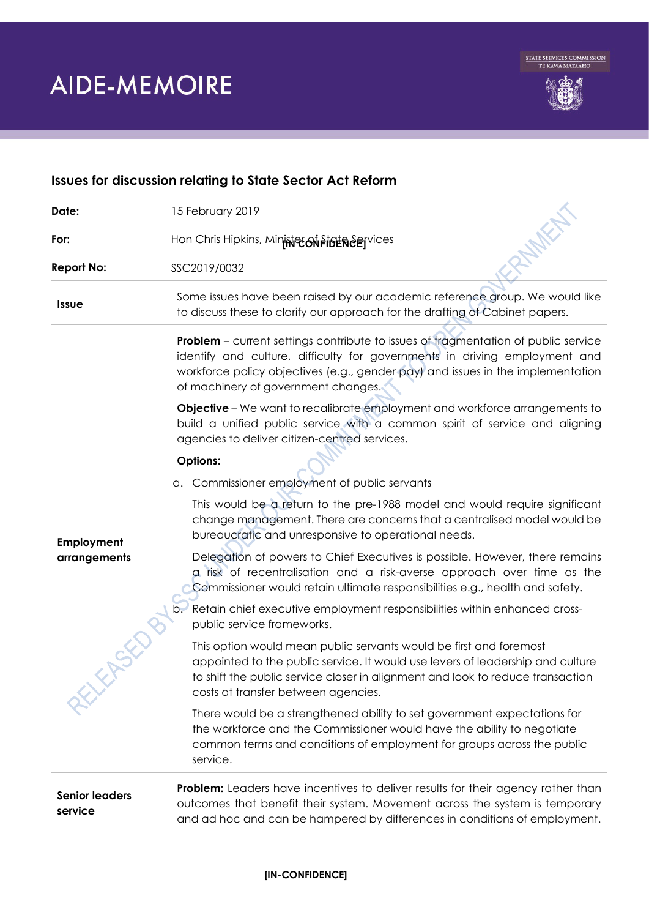# AIDE-MEMOIRE

## Issues for discussion relating to State Sector Act Reform

| | |
|---|---|
| **Date:** | 15 February 2019 |
| **For:** | Hon Chris Hipkins, Minister of State Services |
| **Report No:** | SSC2019/0032 |

| | |
|---|---|
| **Issue** | Some issues have been raised by our academic reference group. We would like to discuss these to clarify our approach for the drafting of Cabinet papers. |
| **Employment arrangements** | **Problem** – current settings contribute to issues of fragmentation of public service identify and culture, difficulty for governments in driving employment and workforce policy objectives (e.g., gender pay) and issues in the implementation of machinery of government changes.<br><br>**Objective** – We want to recalibrate employment and workforce arrangements to build a unified public service with a common spirit of service and aligning agencies to deliver citizen-centred services.<br><br>**Options:**<br><br>a. Commissioner employment of public servants<br><br>This would be a return to the pre-1988 model and would require significant change management. There are concerns that a centralised model would be bureaucratic and unresponsive to operational needs.<br><br>Delegation of powers to Chief Executives is possible. However, there remains a risk of recentralisation and a risk-averse approach over time as the Commissioner would retain ultimate responsibilities e.g., health and safety.<br><br>b. Retain chief executive employment responsibilities within enhanced cross-public service frameworks.<br><br>This option would mean public servants would be first and foremost appointed to the public service. It would use levers of leadership and culture to shift the public service closer in alignment and look to reduce transaction costs at transfer between agencies.<br><br>There would be a strengthened ability to set government expectations for the workforce and the Commissioner would have the ability to negotiate common terms and conditions of employment for groups across the public service. |
| **Senior leaders service** | **Problem:** Leaders have incentives to deliver results for their agency rather than outcomes that benefit their system. Movement across the system is temporary and ad hoc and can be hampered by differences in conditions of employment. |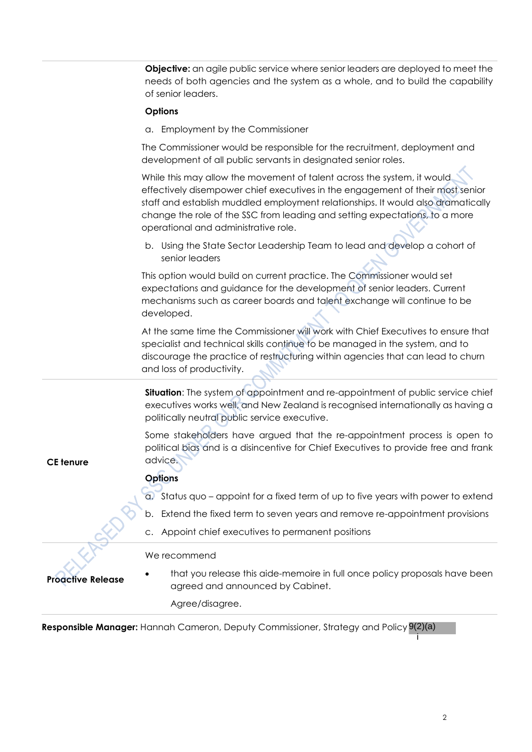| | |
|---|---|
| | **Objective:** an agile public service where senior leaders are deployed to meet the needs of both agencies and the system as a whole, and to build the capability of senior leaders.<br><br>**Options**<br><br>a. Employment by the Commissioner<br><br>The Commissioner would be responsible for the recruitment, deployment and development of all public servants in designated senior roles.<br><br>While this may allow the movement of talent across the system, it would effectively disempower chief executives in the engagement of their most senior staff and establish muddled employment relationships. It would also dramatically change the role of the SSC from leading and setting expectations, to a more operational and administrative role.<br><br>b. Using the State Sector Leadership Team to lead and develop a cohort of senior leaders<br><br>This option would build on current practice. The Commissioner would set expectations and guidance for the development of senior leaders. Current mechanisms such as career boards and talent exchange will continue to be developed.<br><br>At the same time the Commissioner will work with Chief Executives to ensure that specialist and technical skills continue to be managed in the system, and to discourage the practice of restructuring within agencies that can lead to churn and loss of productivity. |
| **CE tenure** | **Situation**: The system of appointment and re-appointment of public service chief executives works well, and New Zealand is recognised internationally as having a politically neutral public service executive.<br><br>Some stakeholders have argued that the re-appointment process is open to political bias and is a disincentive for Chief Executives to provide free and frank advice.<br><br>**Options**<br><br>a. Status quo – appoint for a fixed term of up to five years with power to extend<br><br>b. Extend the fixed term to seven years and remove re-appointment provisions<br><br>c. Appoint chief executives to permanent positions |
| **Proactive Release** | We recommend<br><br>• that you release this aide-memoire in full once policy proposals have been agreed and announced by Cabinet.<br><br>Agree/disagree. |

**Responsible Manager:** Hannah Cameron, Deputy Commissioner, Strategy and Policy 9(2)(a)